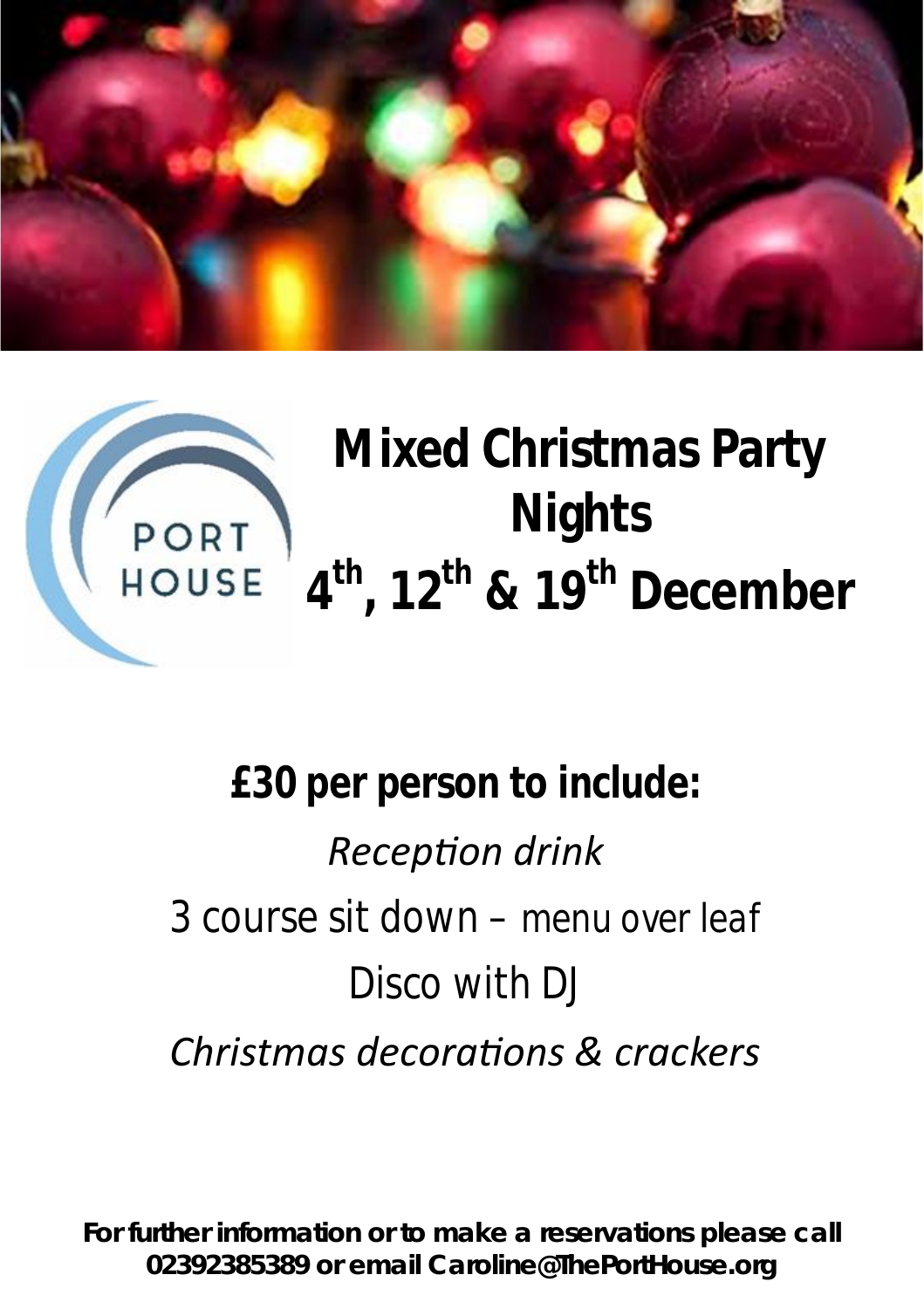PORT HOUSE

# Mixed Christmas Party Nights

# 4th, 12th & 19th December

**£30 per person to include:**

*Reception drink*

3 course sit down – menu over leaf

Disco with DJ

*Christmas decorations & crackers*

**For further information or to make a reservations please call 02392385389 or email Caroline@ThePortHouse.org**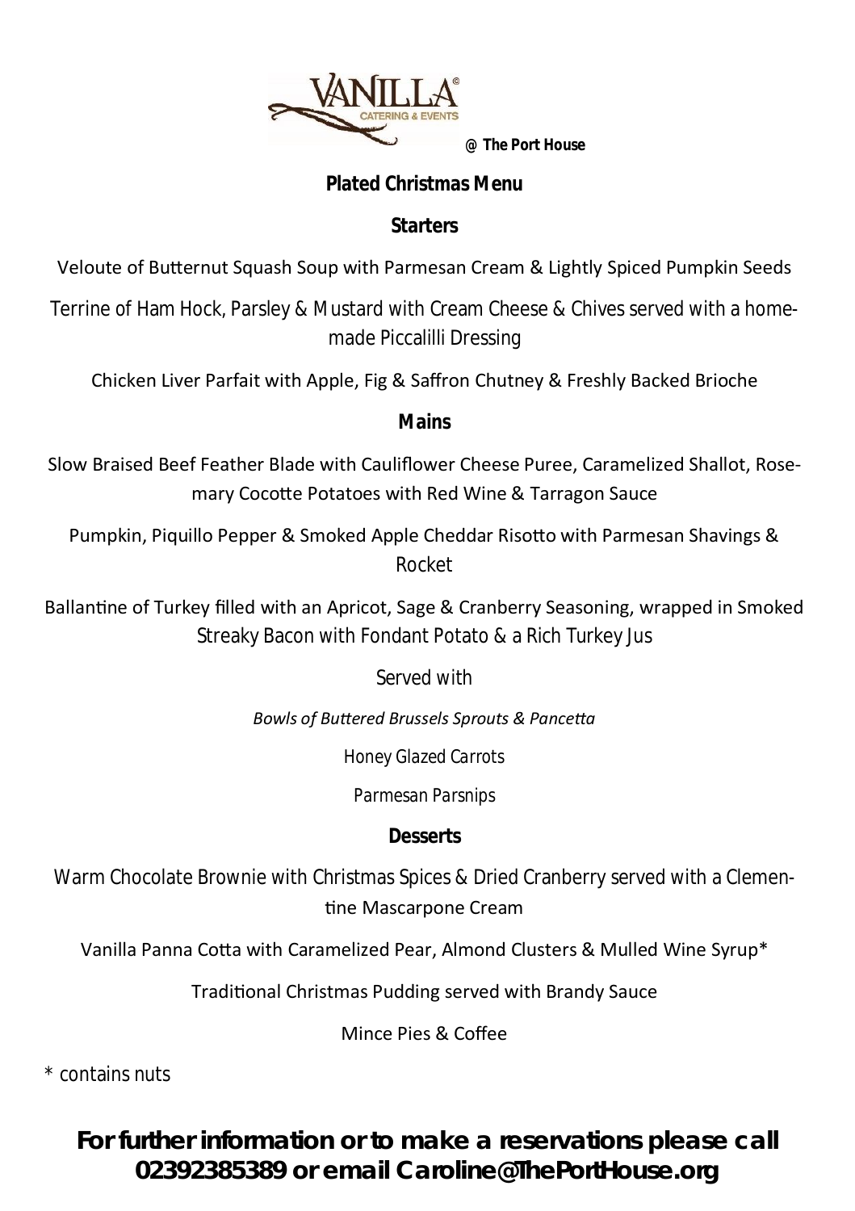VANILLA
CATERING & EVENTS

@ The Port House

## Plated Christmas Menu

### Starters

Veloute of Butternut Squash Soup with Parmesan Cream & Lightly Spiced Pumpkin Seeds

Terrine of Ham Hock, Parsley & Mustard with Cream Cheese & Chives served with a homemade Piccalilli Dressing

Chicken Liver Parfait with Apple, Fig & Saffron Chutney & Freshly Backed Brioche

### Mains

Slow Braised Beef Feather Blade with Cauliflower Cheese Puree, Caramelized Shallot, Rosemary Cocotte Potatoes with Red Wine & Tarragon Sauce

Pumpkin, Piquillo Pepper & Smoked Apple Cheddar Risotto with Parmesan Shavings & Rocket

Ballantine of Turkey filled with an Apricot, Sage & Cranberry Seasoning, wrapped in Smoked Streaky Bacon with Fondant Potato & a Rich Turkey Jus

Served with

*Bowls of Buttered Brussels Sprouts & Pancetta*

Honey Glazed Carrots

Parmesan Parsnips

### Desserts

Warm Chocolate Brownie with Christmas Spices & Dried Cranberry served with a Clementine Mascarpone Cream

Vanilla Panna Cotta with Caramelized Pear, Almond Clusters & Mulled Wine Syrup*

Traditional Christmas Pudding served with Brandy Sauce

Mince Pies & Coffee

* contains nuts

**For further information or to make a reservations please call 02392385389 or email Caroline@ThePortHouse.org**